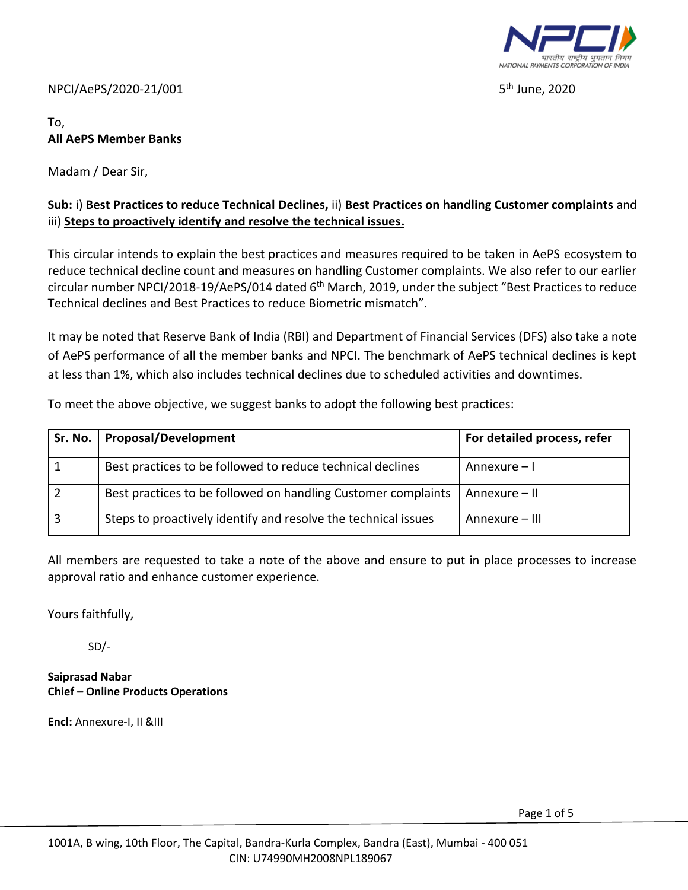NPCI/AePS/2020-21/001

5th June, 2020

To,
**All AePS Member Banks**

Madam / Dear Sir,

**Sub:** i) **Best Practices to reduce Technical Declines,** ii) **Best Practices on handling Customer complaints** and iii) **Steps to proactively identify and resolve the technical issues.**

This circular intends to explain the best practices and measures required to be taken in AePS ecosystem to reduce technical decline count and measures on handling Customer complaints. We also refer to our earlier circular number NPCI/2018-19/AePS/014 dated 6th March, 2019, under the subject "Best Practices to reduce Technical declines and Best Practices to reduce Biometric mismatch".

It may be noted that Reserve Bank of India (RBI) and Department of Financial Services (DFS) also take a note of AePS performance of all the member banks and NPCI. The benchmark of AePS technical declines is kept at less than 1%, which also includes technical declines due to scheduled activities and downtimes.

To meet the above objective, we suggest banks to adopt the following best practices:

| Sr. No. | Proposal/Development | For detailed process, refer |
|---|---|---|
| 1 | Best practices to be followed to reduce technical declines | Annexure – I |
| 2 | Best practices to be followed on handling Customer complaints | Annexure – II |
| 3 | Steps to proactively identify and resolve the technical issues | Annexure – III |

All members are requested to take a note of the above and ensure to put in place processes to increase approval ratio and enhance customer experience.

Yours faithfully,

SD/-

**Saiprasad Nabar**
**Chief – Online Products Operations**

**Encl:** Annexure-I, II &III

1001A, B wing, 10th Floor, The Capital, Bandra-Kurla Complex, Bandra (East), Mumbai - 400 051
CIN: U74990MH2008NPL189067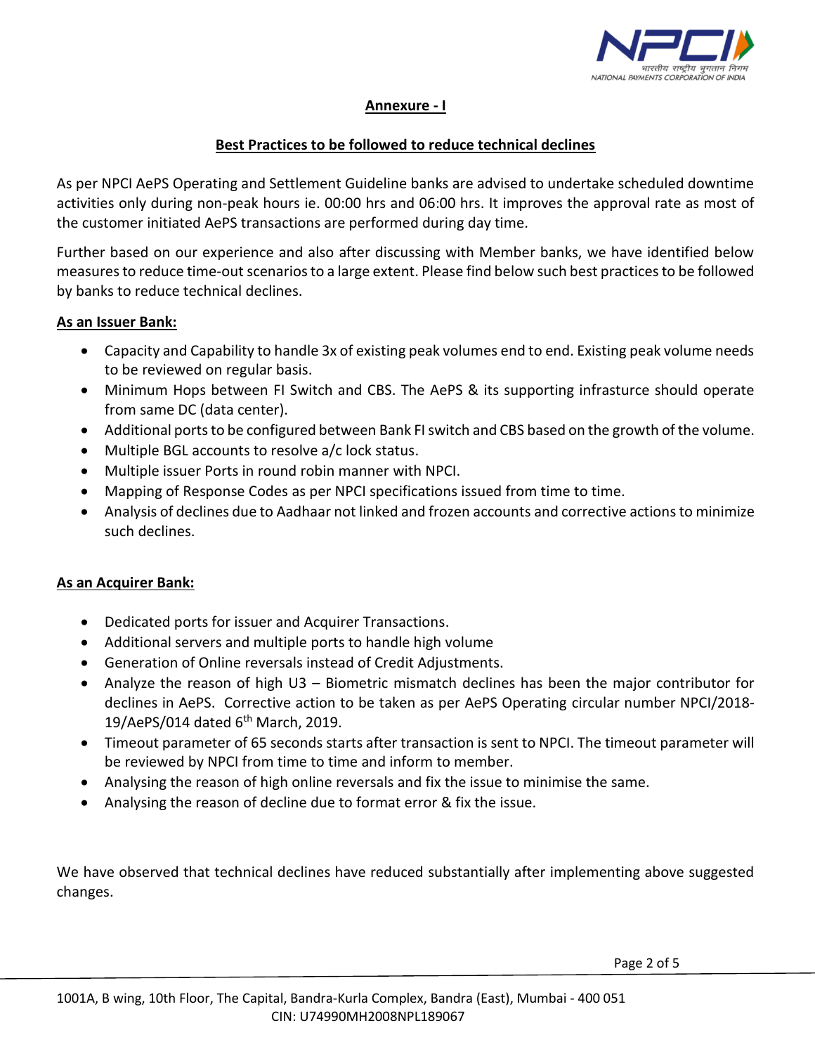## Annexure - I

### Best Practices to be followed to reduce technical declines

As per NPCI AePS Operating and Settlement Guideline banks are advised to undertake scheduled downtime activities only during non-peak hours ie. 00:00 hrs and 06:00 hrs. It improves the approval rate as most of the customer initiated AePS transactions are performed during day time.

Further based on our experience and also after discussing with Member banks, we have identified below measures to reduce time-out scenarios to a large extent. Please find below such best practices to be followed by banks to reduce technical declines.

**As an Issuer Bank:**

- Capacity and Capability to handle 3x of existing peak volumes end to end. Existing peak volume needs to be reviewed on regular basis.
- Minimum Hops between FI Switch and CBS. The AePS & its supporting infrasture should operate from same DC (data center).
- Additional ports to be configured between Bank FI switch and CBS based on the growth of the volume.
- Multiple BGL accounts to resolve a/c lock status.
- Multiple issuer Ports in round robin manner with NPCI.
- Mapping of Response Codes as per NPCI specifications issued from time to time.
- Analysis of declines due to Aadhaar not linked and frozen accounts and corrective actions to minimize such declines.

**As an Acquirer Bank:**

- Dedicated ports for issuer and Acquirer Transactions.
- Additional servers and multiple ports to handle high volume
- Generation of Online reversals instead of Credit Adjustments.
- Analyze the reason of high U3 – Biometric mismatch declines has been the major contributor for declines in AePS. Corrective action to be taken as per AePS Operating circular number NPCI/2018-19/AePS/014 dated 6th March, 2019.
- Timeout parameter of 65 seconds starts after transaction is sent to NPCI. The timeout parameter will be reviewed by NPCI from time to time and inform to member.
- Analysing the reason of high online reversals and fix the issue to minimise the same.
- Analysing the reason of decline due to format error & fix the issue.

We have observed that technical declines have reduced substantially after implementing above suggested changes.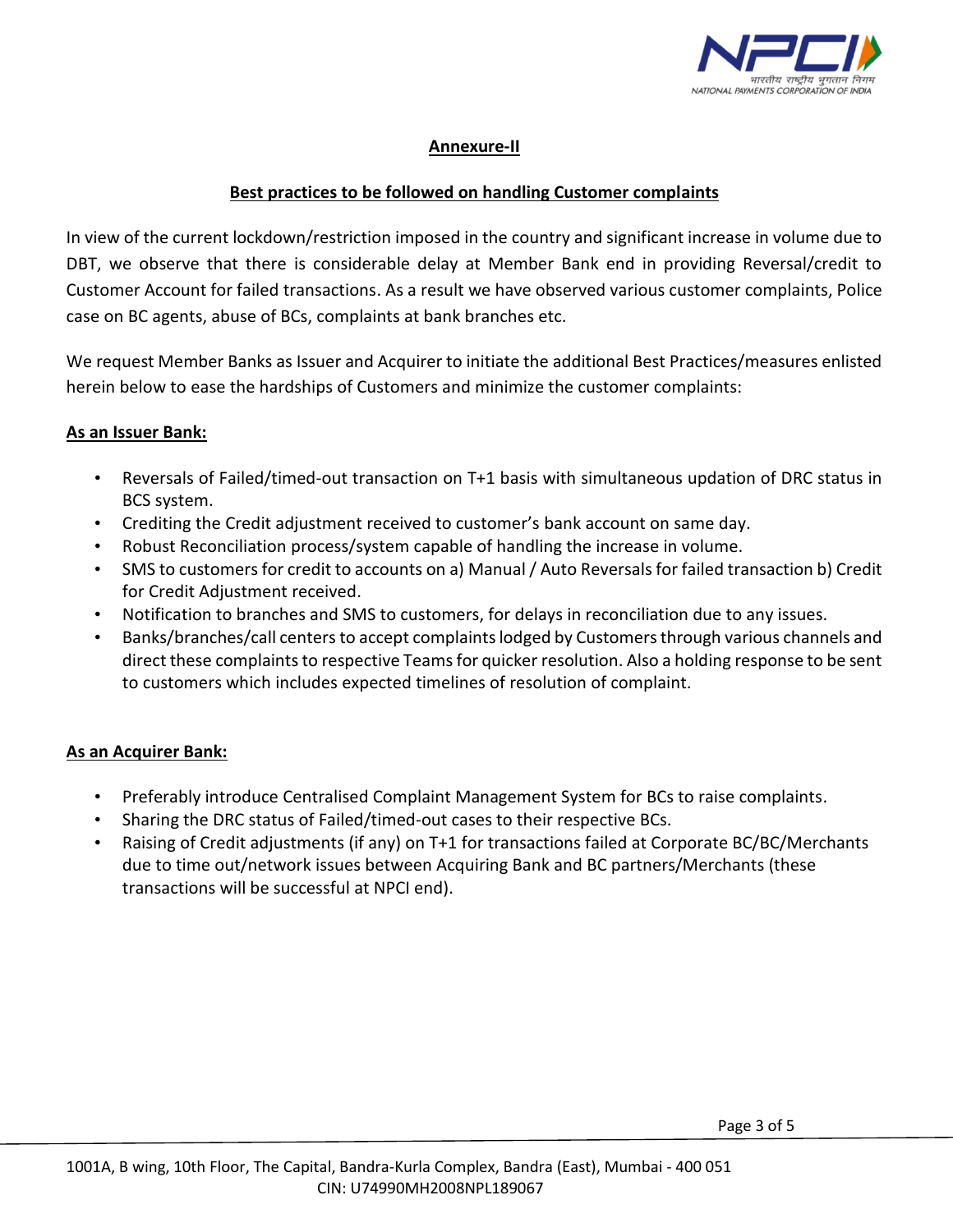## Annexure-II

## Best practices to be followed on handling Customer complaints

In view of the current lockdown/restriction imposed in the country and significant increase in volume due to DBT, we observe that there is considerable delay at Member Bank end in providing Reversal/credit to Customer Account for failed transactions. As a result we have observed various customer complaints, Police case on BC agents, abuse of BCs, complaints at bank branches etc.

We request Member Banks as Issuer and Acquirer to initiate the additional Best Practices/measures enlisted herein below to ease the hardships of Customers and minimize the customer complaints:

### As an Issuer Bank:

- Reversals of Failed/timed-out transaction on T+1 basis with simultaneous updation of DRC status in BCS system.
- Crediting the Credit adjustment received to customer's bank account on same day.
- Robust Reconciliation process/system capable of handling the increase in volume.
- SMS to customers for credit to accounts on a) Manual / Auto Reversals for failed transaction b) Credit for Credit Adjustment received.
- Notification to branches and SMS to customers, for delays in reconciliation due to any issues.
- Banks/branches/call centers to accept complaints lodged by Customers through various channels and direct these complaints to respective Teams for quicker resolution. Also a holding response to be sent to customers which includes expected timelines of resolution of complaint.

### As an Acquirer Bank:

- Preferably introduce Centralised Complaint Management System for BCs to raise complaints.
- Sharing the DRC status of Failed/timed-out cases to their respective BCs.
- Raising of Credit adjustments (if any) on T+1 for transactions failed at Corporate BC/BC/Merchants due to time out/network issues between Acquiring Bank and BC partners/Merchants (these transactions will be successful at NPCI end).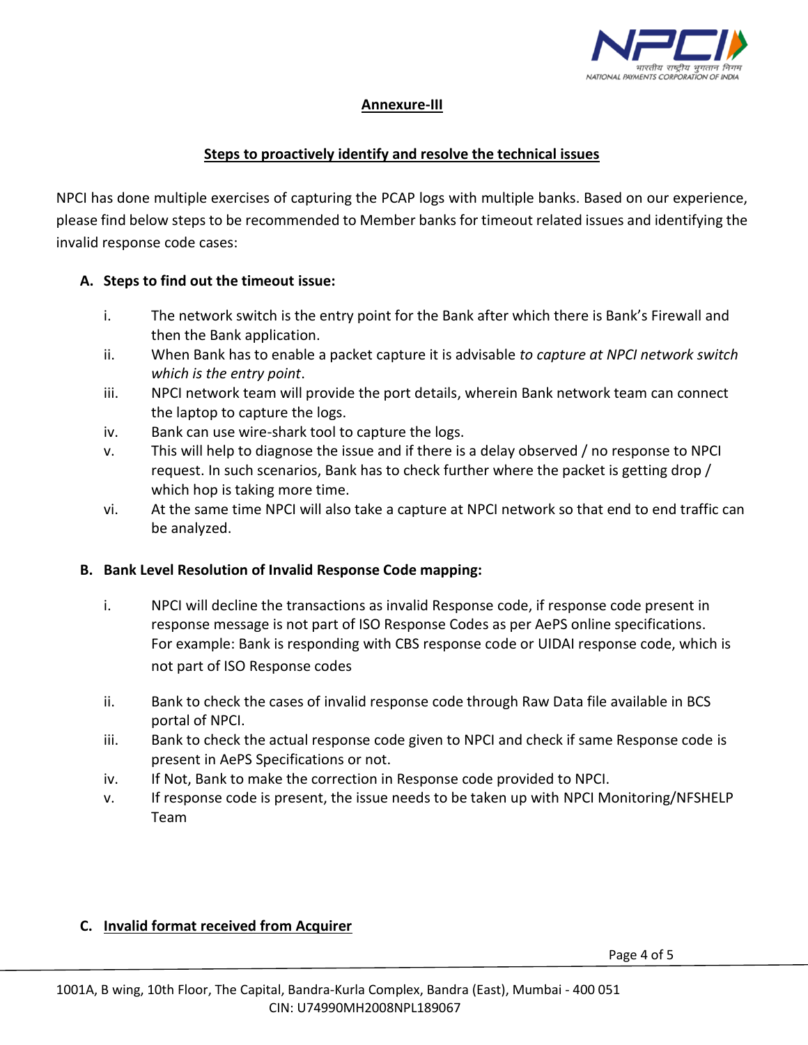## Annexure-III

### Steps to proactively identify and resolve the technical issues

NPCI has done multiple exercises of capturing the PCAP logs with multiple banks. Based on our experience, please find below steps to be recommended to Member banks for timeout related issues and identifying the invalid response code cases:

**A. Steps to find out the timeout issue:**

i. The network switch is the entry point for the Bank after which there is Bank's Firewall and then the Bank application.

ii. When Bank has to enable a packet capture it is advisable *to capture at NPCI network switch which is the entry point*.

iii. NPCI network team will provide the port details, wherein Bank network team can connect the laptop to capture the logs.

iv. Bank can use wire-shark tool to capture the logs.

v. This will help to diagnose the issue and if there is a delay observed / no response to NPCI request. In such scenarios, Bank has to check further where the packet is getting drop / which hop is taking more time.

vi. At the same time NPCI will also take a capture at NPCI network so that end to end traffic can be analyzed.

**B. Bank Level Resolution of Invalid Response Code mapping:**

i. NPCI will decline the transactions as invalid Response code, if response code present in response message is not part of ISO Response Codes as per AePS online specifications. For example: Bank is responding with CBS response code or UIDAI response code, which is not part of ISO Response codes

ii. Bank to check the cases of invalid response code through Raw Data file available in BCS portal of NPCI.

iii. Bank to check the actual response code given to NPCI and check if same Response code is present in AePS Specifications or not.

iv. If Not, Bank to make the correction in Response code provided to NPCI.

v. If response code is present, the issue needs to be taken up with NPCI Monitoring/NFSHELP Team

**C. Invalid format received from Acquirer**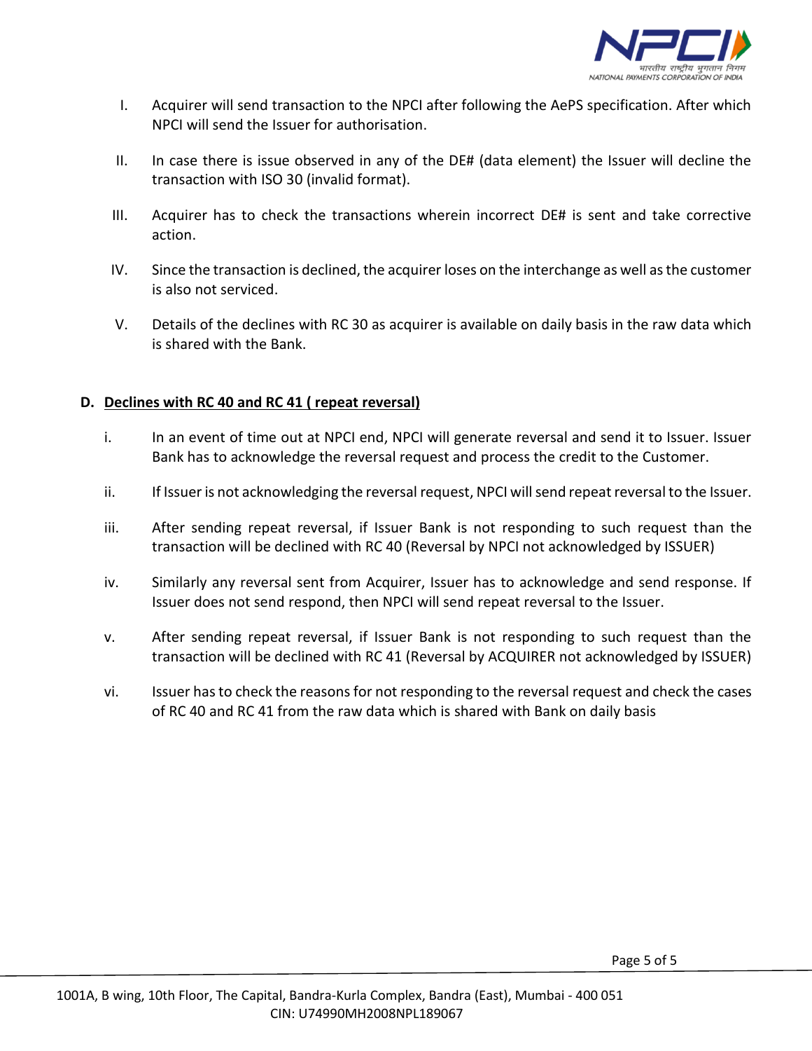I. Acquirer will send transaction to the NPCI after following the AePS specification. After which NPCI will send the Issuer for authorisation.

II. In case there is issue observed in any of the DE# (data element) the Issuer will decline the transaction with ISO 30 (invalid format).

III. Acquirer has to check the transactions wherein incorrect DE# is sent and take corrective action.

IV. Since the transaction is declined, the acquirer loses on the interchange as well as the customer is also not serviced.

V. Details of the declines with RC 30 as acquirer is available on daily basis in the raw data which is shared with the Bank.

**D. <u>Declines with RC 40 and RC 41 ( repeat reversal)</u>**

i. In an event of time out at NPCI end, NPCI will generate reversal and send it to Issuer. Issuer Bank has to acknowledge the reversal request and process the credit to the Customer.

ii. If Issuer is not acknowledging the reversal request, NPCI will send repeat reversal to the Issuer.

iii. After sending repeat reversal, if Issuer Bank is not responding to such request than the transaction will be declined with RC 40 (Reversal by NPCI not acknowledged by ISSUER)

iv. Similarly any reversal sent from Acquirer, Issuer has to acknowledge and send response. If Issuer does not send respond, then NPCI will send repeat reversal to the Issuer.

v. After sending repeat reversal, if Issuer Bank is not responding to such request than the transaction will be declined with RC 41 (Reversal by ACQUIRER not acknowledged by ISSUER)

vi. Issuer has to check the reasons for not responding to the reversal request and check the cases of RC 40 and RC 41 from the raw data which is shared with Bank on daily basis